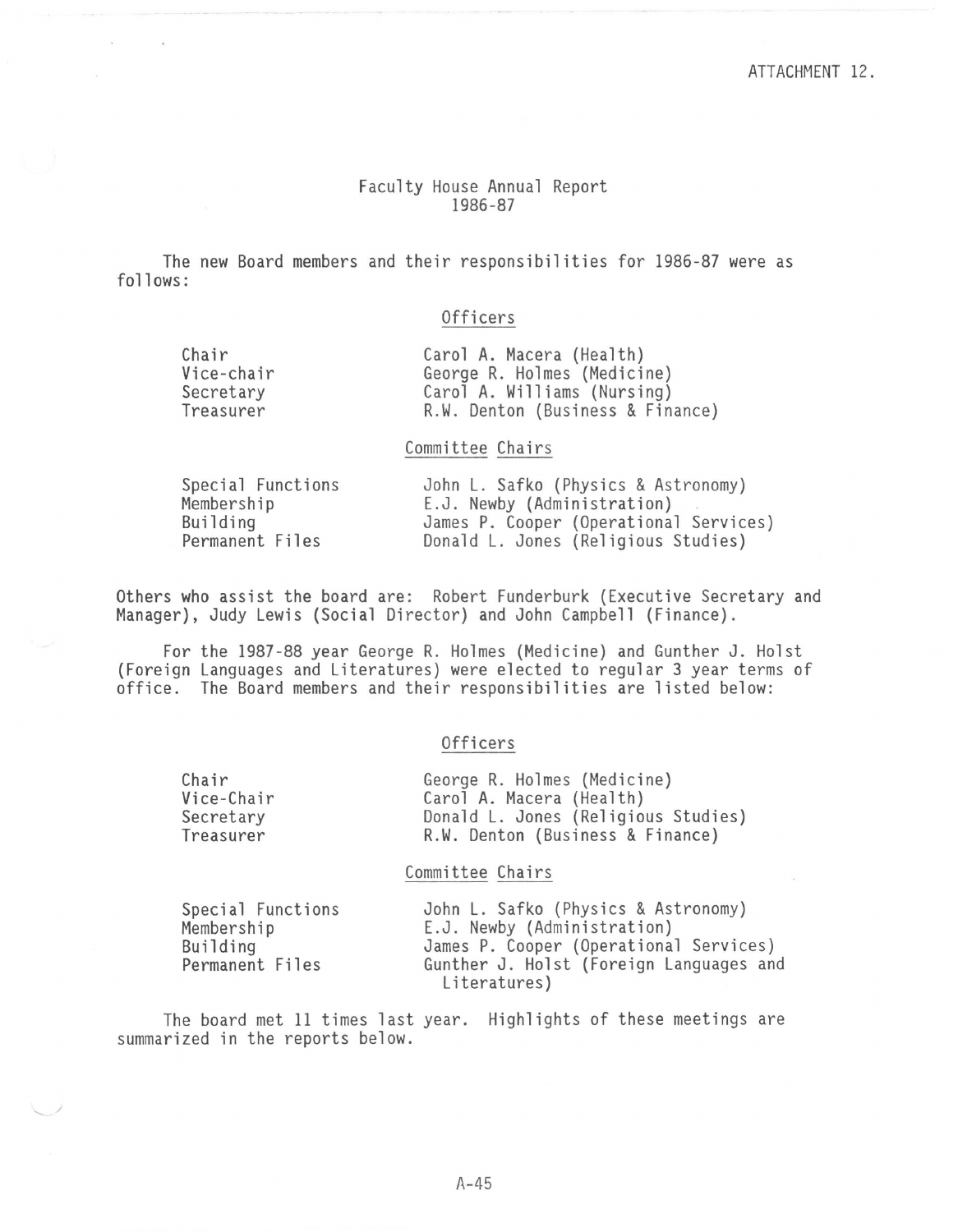ATTACHMENT 12.

# Faculty House Annual Report 1986-87

The new Board members and their responsibilities for 1986-87 were as follows:

### Officers

| | |
|---|---|
| Chair | Carol A. Macera (Health) |
| Vice-chair | George R. Holmes (Medicine) |
| Secretary | Carol A. Williams (Nursing) |
| Treasurer | R.W. Denton (Business & Finance) |

### Committee Chairs

| | |
|---|---|
| Special Functions | John L. Safko (Physics & Astronomy) |
| Membership | E.J. Newby (Administration) |
| Building | James P. Cooper (Operational Services) |
| Permanent Files | Donald L. Jones (Religious Studies) |

Others who assist the board are: Robert Funderburk (Executive Secretary and Manager), Judy Lewis (Social Director) and John Campbell (Finance).

For the 1987-88 year George R. Holmes (Medicine) and Gunther J. Holst (Foreign Languages and Literatures) were elected to regular 3 year terms of office. The Board members and their responsibilities are listed below:

### Officers

| | |
|---|---|
| Chair | George R. Holmes (Medicine) |
| Vice-Chair | Carol A. Macera (Health) |
| Secretary | Donald L. Jones (Religious Studies) |
| Treasurer | R.W. Denton (Business & Finance) |

### Committee Chairs

| | |
|---|---|
| Special Functions | John L. Safko (Physics & Astronomy) |
| Membership | E.J. Newby (Administration) |
| Building | James P. Cooper (Operational Services) |
| Permanent Files | Gunther J. Holst (Foreign Languages and Literatures) |

The board met 11 times last year. Highlights of these meetings are summarized in the reports below.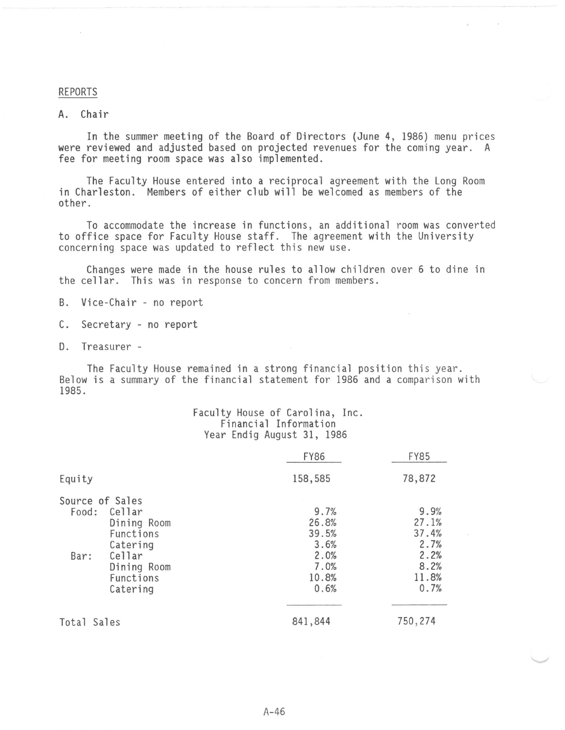## REPORTS

### A. Chair

In the summer meeting of the Board of Directors (June 4, 1986) menu prices were reviewed and adjusted based on projected revenues for the coming year. A fee for meeting room space was also implemented.

The Faculty House entered into a reciprocal agreement with the Long Room in Charleston. Members of either club will be welcomed as members of the other.

To accommodate the increase in functions, an additional room was converted to office space for Faculty House staff. The agreement with the University concerning space was updated to reflect this new use.

Changes were made in the house rules to allow children over 6 to dine in the cellar. This was in response to concern from members.

### B. Vice-Chair - no report

### C. Secretary - no report

### D. Treasurer -

The Faculty House remained in a strong financial position this year. Below is a summary of the financial statement for 1986 and a comparison with 1985.

Faculty House of Carolina, Inc.
Financial Information
Year Endig August 31, 1986

| | | FY86 | FY85 |
|---|---|---|---|
| Equity | | 158,585 | 78,872 |
| Source of Sales | | | |
| Food: | Cellar | 9.7% | 9.9% |
| | Dining Room | 26.8% | 27.1% |
| | Functions | 39.5% | 37.4% |
| | Catering | 3.6% | 2.7% |
| Bar: | Cellar | 2.0% | 2.2% |
| | Dining Room | 7.0% | 8.2% |
| | Functions | 10.8% | 11.8% |
| | Catering | 0.6% | 0.7% |
| Total Sales | | 841,844 | 750,274 |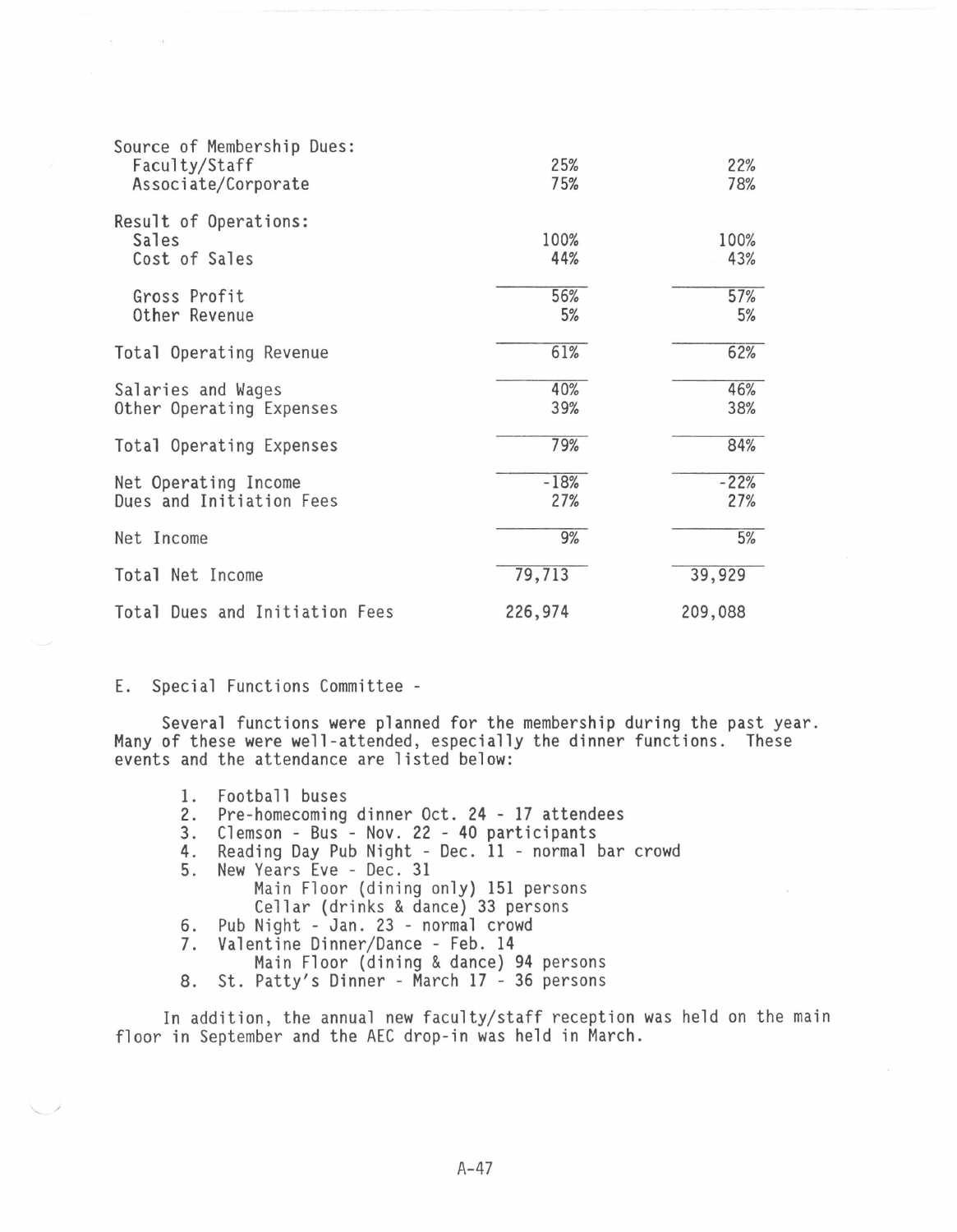| | | |
|---|---|---|
| Source of Membership Dues: | | |
| Faculty/Staff | 25% | 22% |
| Associate/Corporate | 75% | 78% |
| Result of Operations: | | |
| Sales | 100% | 100% |
| Cost of Sales | 44% | 43% |
| Gross Profit | 56% | 57% |
| Other Revenue | 5% | 5% |
| Total Operating Revenue | 61% | 62% |
| Salaries and Wages | 40% | 46% |
| Other Operating Expenses | 39% | 38% |
| Total Operating Expenses | 79% | 84% |
| Net Operating Income | -18% | -22% |
| Dues and Initiation Fees | 27% | 27% |
| Net Income | 9% | 5% |
| Total Net Income | 79,713 | 39,929 |
| Total Dues and Initiation Fees | 226,974 | 209,088 |

E. Special Functions Committee -

Several functions were planned for the membership during the past year. Many of these were well-attended, especially the dinner functions. These events and the attendance are listed below:

1. Football buses
2. Pre-homecoming dinner Oct. 24 - 17 attendees
3. Clemson - Bus - Nov. 22 - 40 participants
4. Reading Day Pub Night - Dec. 11 - normal bar crowd
5. New Years Eve - Dec. 31
   - Main Floor (dining only) 151 persons
   - Cellar (drinks & dance) 33 persons
6. Pub Night - Jan. 23 - normal crowd
7. Valentine Dinner/Dance - Feb. 14
   - Main Floor (dining & dance) 94 persons
8. St. Patty's Dinner - March 17 - 36 persons

In addition, the annual new faculty/staff reception was held on the main floor in September and the AEC drop-in was held in March.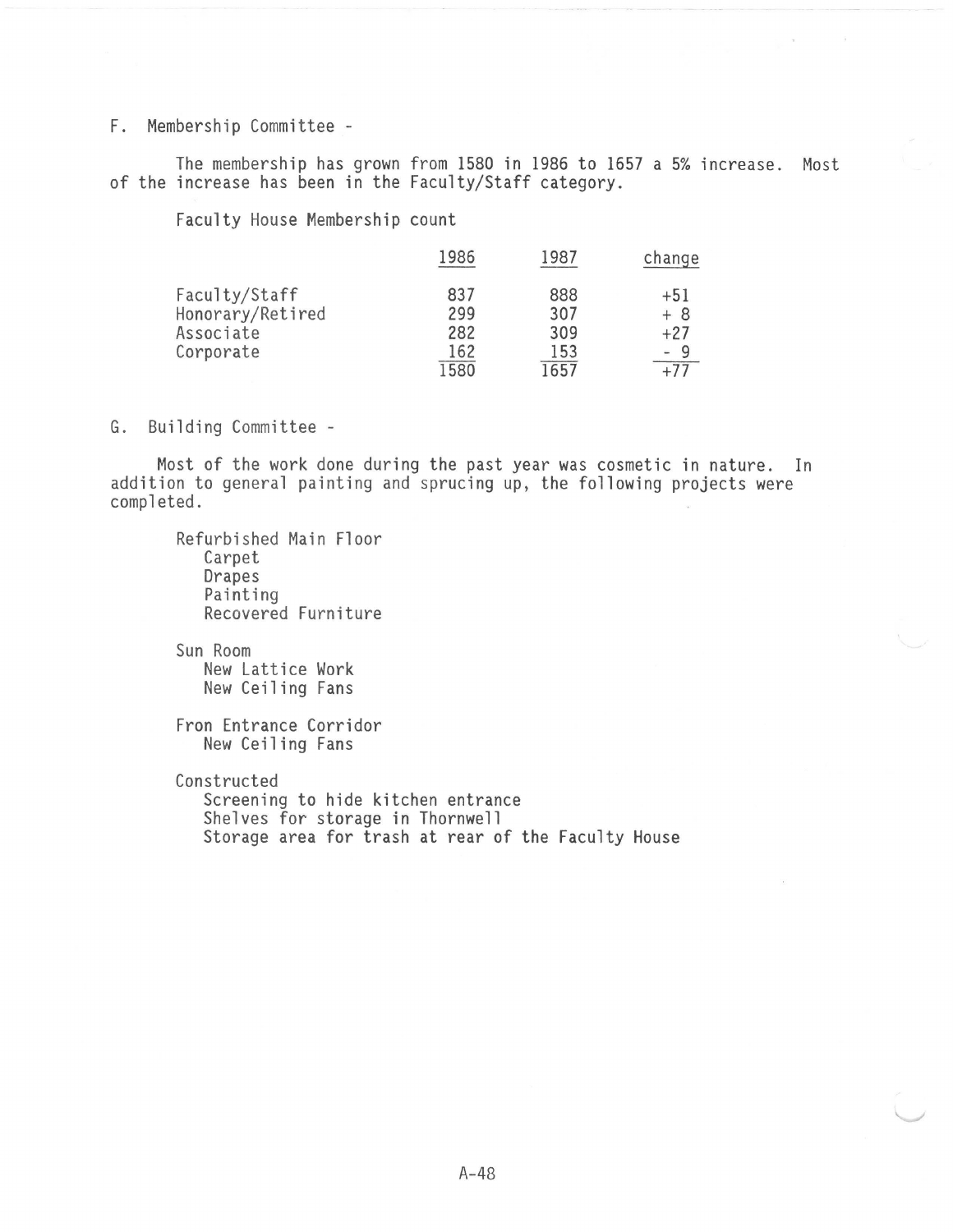F. Membership Committee -

The membership has grown from 1580 in 1986 to 1657 a 5% increase. Most of the increase has been in the Faculty/Staff category.

Faculty House Membership count

| | 1986 | 1987 | change |
|---|---|---|---|
| Faculty/Staff | 837 | 888 | +51 |
| Honorary/Retired | 299 | 307 | + 8 |
| Associate | 282 | 309 | +27 |
| Corporate | 162 | 153 | - 9 |
| | 1580 | 1657 | +77 |

G. Building Committee -

Most of the work done during the past year was cosmetic in nature. In addition to general painting and sprucing up, the following projects were completed.

Refurbished Main Floor
- Carpet
- Drapes
- Painting
- Recovered Furniture

Sun Room
- New Lattice Work
- New Ceiling Fans

Fron Entrance Corridor
- New Ceiling Fans

Constructed
- Screening to hide kitchen entrance
- Shelves for storage in Thornwell
- Storage area for trash at rear of the Faculty House